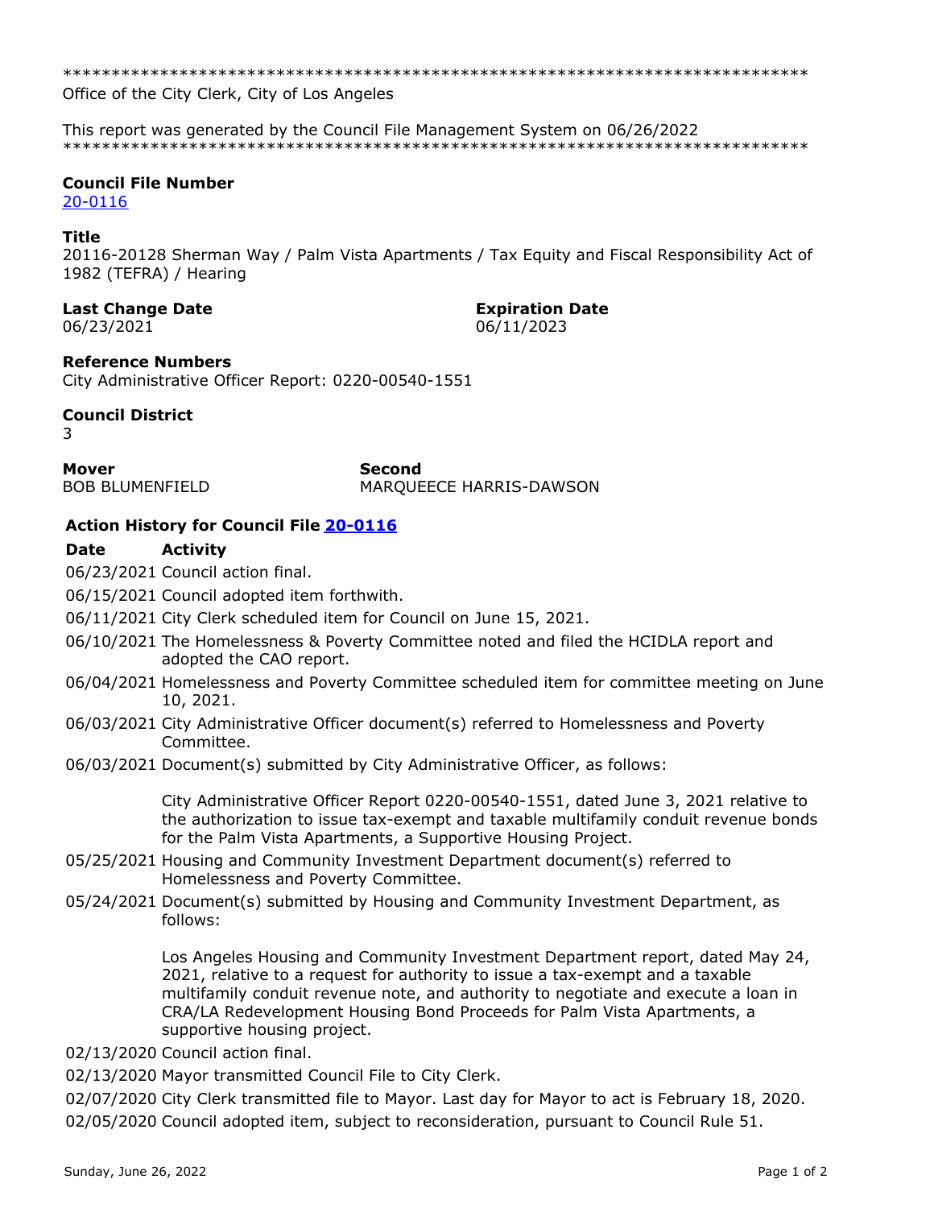******************************************************************************
Office of the City Clerk, City of Los Angeles

This report was generated by the Council File Management System on 06/26/2022
******************************************************************************

**Council File Number**
[20-0116]

**Title**
20116-20128 Sherman Way / Palm Vista Apartments / Tax Equity and Fiscal Responsibility Act of 1982 (TEFRA) / Hearing

**Last Change Date**
06/23/2021

**Expiration Date**
06/11/2023

**Reference Numbers**
City Administrative Officer Report: 0220-00540-1551

**Council District**
3

**Mover**
BOB BLUMENFIELD

**Second**
MARQUEECE HARRIS-DAWSON

**Action History for Council File [20-0116]**

| Date | Activity |
| --- | --- |
| 06/23/2021 | Council action final. |
| 06/15/2021 | Council adopted item forthwith. |
| 06/11/2021 | City Clerk scheduled item for Council on June 15, 2021. |
| 06/10/2021 | The Homelessness & Poverty Committee noted and filed the HCIDLA report and adopted the CAO report. |
| 06/04/2021 | Homelessness and Poverty Committee scheduled item for committee meeting on June 10, 2021. |
| 06/03/2021 | City Administrative Officer document(s) referred to Homelessness and Poverty Committee. |
| 06/03/2021 | Document(s) submitted by City Administrative Officer, as follows:<br><br>City Administrative Officer Report 0220-00540-1551, dated June 3, 2021 relative to the authorization to issue tax-exempt and taxable multifamily conduit revenue bonds for the Palm Vista Apartments, a Supportive Housing Project. |
| 05/25/2021 | Housing and Community Investment Department document(s) referred to Homelessness and Poverty Committee. |
| 05/24/2021 | Document(s) submitted by Housing and Community Investment Department, as follows:<br><br>Los Angeles Housing and Community Investment Department report, dated May 24, 2021, relative to a request for authority to issue a tax-exempt and a taxable multifamily conduit revenue note, and authority to negotiate and execute a loan in CRA/LA Redevelopment Housing Bond Proceeds for Palm Vista Apartments, a supportive housing project. |
| 02/13/2020 | Council action final. |
| 02/13/2020 | Mayor transmitted Council File to City Clerk. |
| 02/07/2020 | City Clerk transmitted file to Mayor. Last day for Mayor to act is February 18, 2020. |
| 02/05/2020 | Council adopted item, subject to reconsideration, pursuant to Council Rule 51. |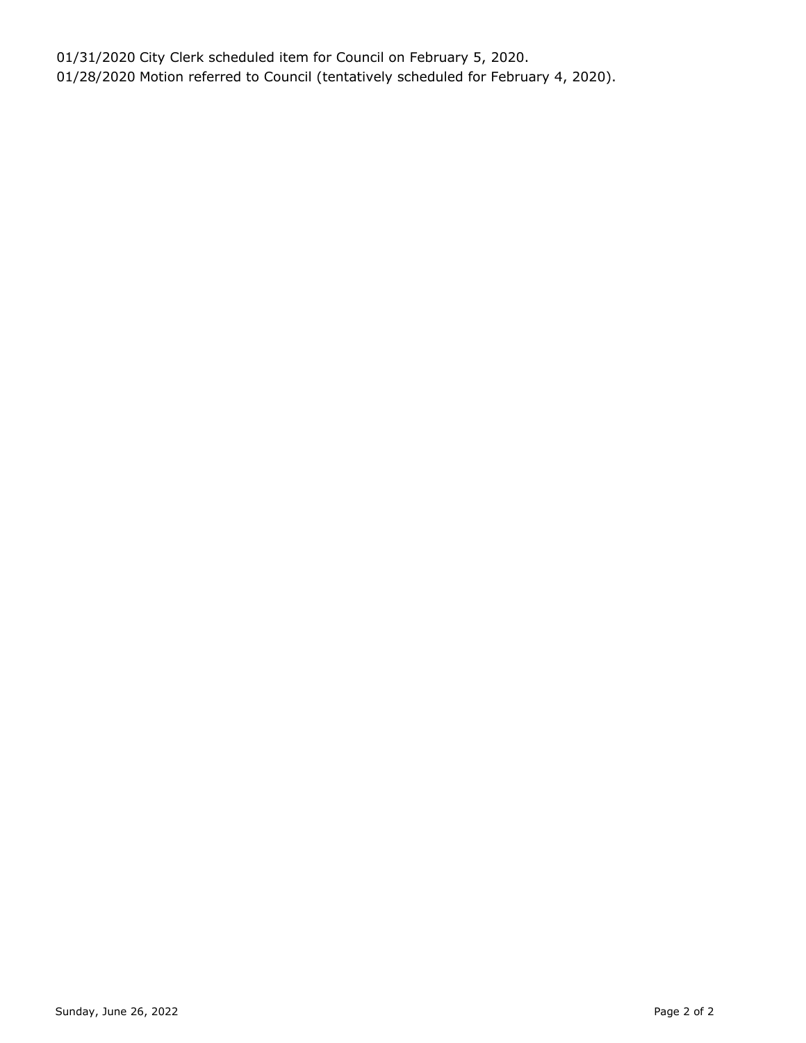01/31/2020 City Clerk scheduled item for Council on February 5, 2020.
01/28/2020 Motion referred to Council (tentatively scheduled for February 4, 2020).